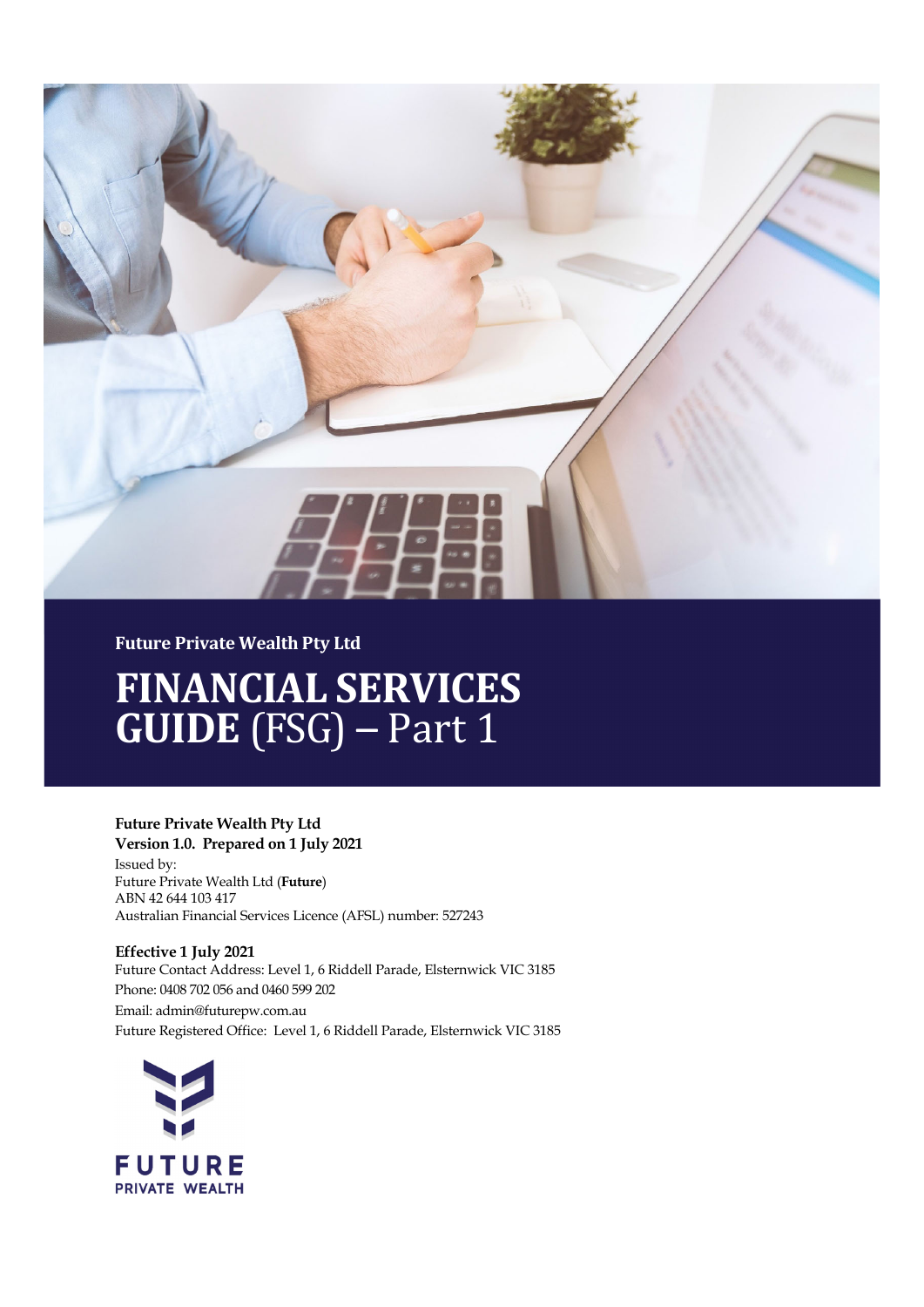**Future Private Wealth Pty Ltd**

# FINANCIAL SERVICES GUIDE (FSG) – Part 1

**Future Private Wealth Pty Ltd**
**Version 1.0. Prepared on 1 July 2021**
Issued by:
Future Private Wealth Ltd (**Future**)
ABN 42 644 103 417
Australian Financial Services Licence (AFSL) number: 527243

**Effective 1 July 2021**
Future Contact Address: Level 1, 6 Riddell Parade, Elsternwick VIC 3185
Phone: 0408 702 056 and 0460 599 202
Email: admin@futurepw.com.au
Future Registered Office: Level 1, 6 Riddell Parade, Elsternwick VIC 3185

FUTURE
PRIVATE WEALTH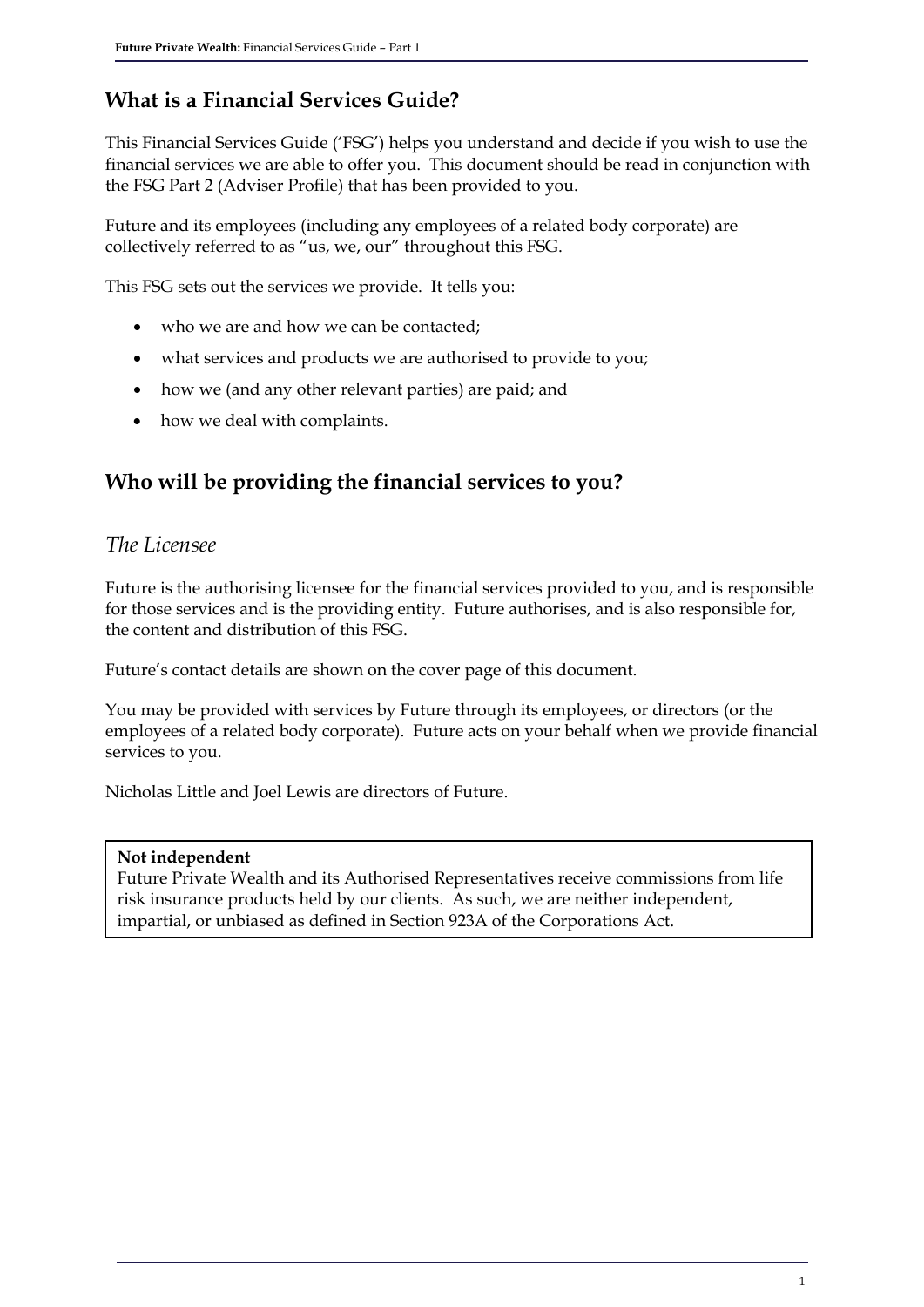## What is a Financial Services Guide?

This Financial Services Guide ('FSG') helps you understand and decide if you wish to use the financial services we are able to offer you. This document should be read in conjunction with the FSG Part 2 (Adviser Profile) that has been provided to you.

Future and its employees (including any employees of a related body corporate) are collectively referred to as "us, we, our" throughout this FSG.

This FSG sets out the services we provide. It tells you:

- who we are and how we can be contacted;
- what services and products we are authorised to provide to you;
- how we (and any other relevant parties) are paid; and
- how we deal with complaints.

## Who will be providing the financial services to you?

### *The Licensee*

Future is the authorising licensee for the financial services provided to you, and is responsible for those services and is the providing entity. Future authorises, and is also responsible for, the content and distribution of this FSG.

Future's contact details are shown on the cover page of this document.

You may be provided with services by Future through its employees, or directors (or the employees of a related body corporate). Future acts on your behalf when we provide financial services to you.

Nicholas Little and Joel Lewis are directors of Future.

**Not independent**
Future Private Wealth and its Authorised Representatives receive commissions from life risk insurance products held by our clients. As such, we are neither independent, impartial, or unbiased as defined in Section 923A of the Corporations Act.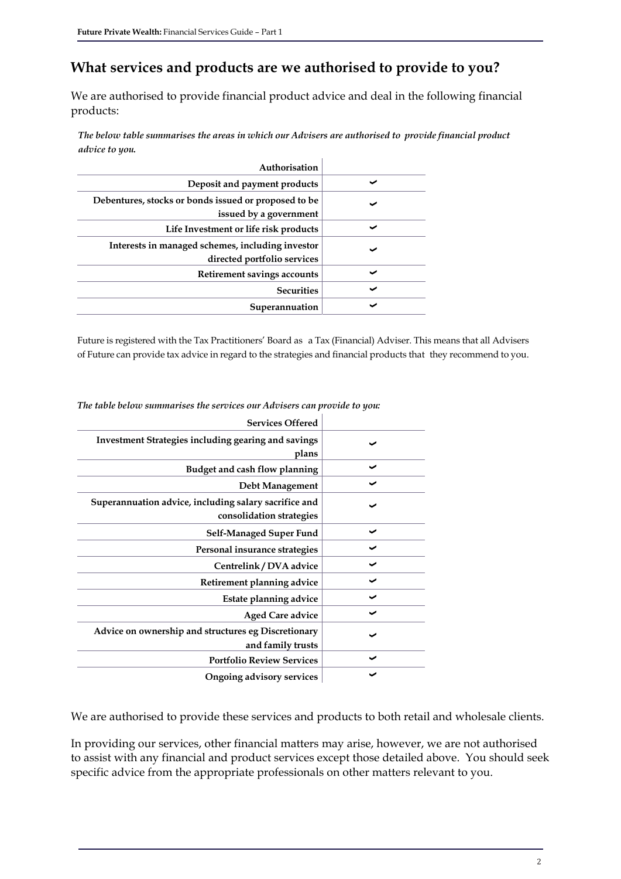## What services and products are we authorised to provide to you?

We are authorised to provide financial product advice and deal in the following financial products:

***The below table summarises the areas in which our Advisers are authorised to provide financial product advice to you.***

| Authorisation | |
|---:|:---:|
| **Deposit and payment products** | ✓ |
| **Debentures, stocks or bonds issued or proposed to be issued by a government** | ✓ |
| **Life Investment or life risk products** | ✓ |
| **Interests in managed schemes, including investor directed portfolio services** | ✓ |
| **Retirement savings accounts** | ✓ |
| **Securities** | ✓ |
| **Superannuation** | ✓ |

Future is registered with the Tax Practitioners' Board as a Tax (Financial) Adviser. This means that all Advisers of Future can provide tax advice in regard to the strategies and financial products that they recommend to you.

***The table below summarises the services our Advisers can provide to you:***

| Services Offered | |
|---:|:---:|
| **Investment Strategies including gearing and savings plans** | ✓ |
| **Budget and cash flow planning** | ✓ |
| **Debt Management** | ✓ |
| **Superannuation advice, including salary sacrifice and consolidation strategies** | ✓ |
| **Self-Managed Super Fund** | ✓ |
| **Personal insurance strategies** | ✓ |
| **Centrelink / DVA advice** | ✓ |
| **Retirement planning advice** | ✓ |
| **Estate planning advice** | ✓ |
| **Aged Care advice** | ✓ |
| **Advice on ownership and structures eg Discretionary and family trusts** | ✓ |
| **Portfolio Review Services** | ✓ |
| **Ongoing advisory services** | ✓ |

We are authorised to provide these services and products to both retail and wholesale clients.

In providing our services, other financial matters may arise, however, we are not authorised to assist with any financial and product services except those detailed above. You should seek specific advice from the appropriate professionals on other matters relevant to you.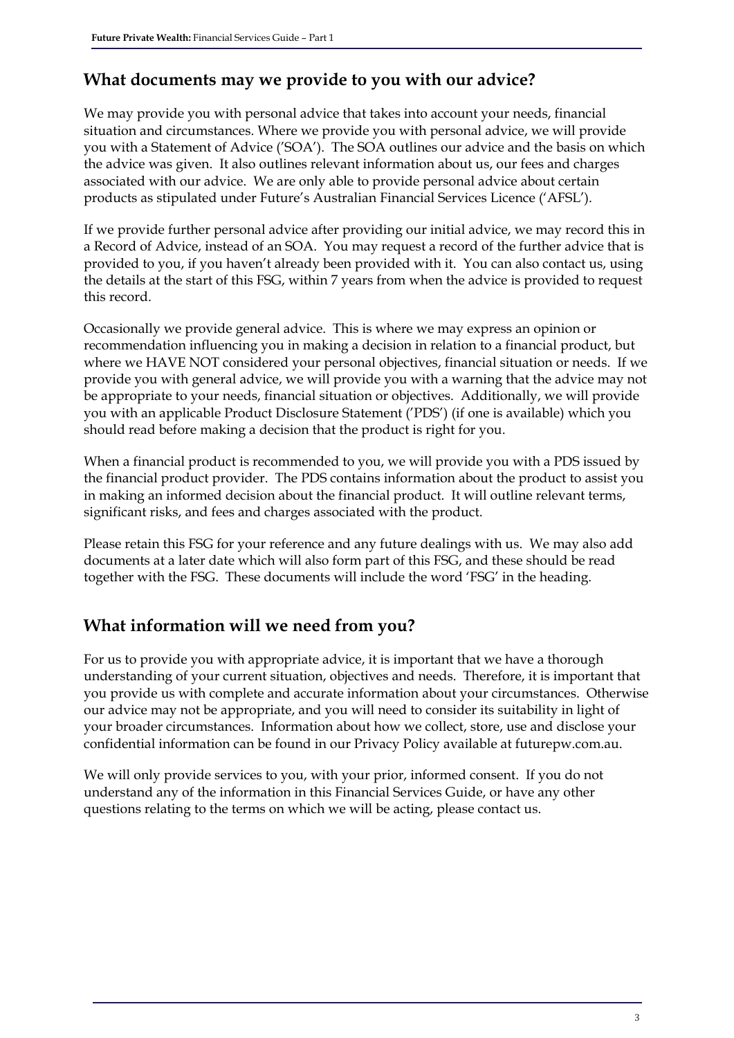## What documents may we provide to you with our advice?

We may provide you with personal advice that takes into account your needs, financial situation and circumstances. Where we provide you with personal advice, we will provide you with a Statement of Advice ('SOA'). The SOA outlines our advice and the basis on which the advice was given. It also outlines relevant information about us, our fees and charges associated with our advice. We are only able to provide personal advice about certain products as stipulated under Future's Australian Financial Services Licence ('AFSL').

If we provide further personal advice after providing our initial advice, we may record this in a Record of Advice, instead of an SOA. You may request a record of the further advice that is provided to you, if you haven't already been provided with it. You can also contact us, using the details at the start of this FSG, within 7 years from when the advice is provided to request this record.

Occasionally we provide general advice. This is where we may express an opinion or recommendation influencing you in making a decision in relation to a financial product, but where we HAVE NOT considered your personal objectives, financial situation or needs. If we provide you with general advice, we will provide you with a warning that the advice may not be appropriate to your needs, financial situation or objectives. Additionally, we will provide you with an applicable Product Disclosure Statement ('PDS') (if one is available) which you should read before making a decision that the product is right for you.

When a financial product is recommended to you, we will provide you with a PDS issued by the financial product provider. The PDS contains information about the product to assist you in making an informed decision about the financial product. It will outline relevant terms, significant risks, and fees and charges associated with the product.

Please retain this FSG for your reference and any future dealings with us. We may also add documents at a later date which will also form part of this FSG, and these should be read together with the FSG. These documents will include the word 'FSG' in the heading.

## What information will we need from you?

For us to provide you with appropriate advice, it is important that we have a thorough understanding of your current situation, objectives and needs. Therefore, it is important that you provide us with complete and accurate information about your circumstances. Otherwise our advice may not be appropriate, and you will need to consider its suitability in light of your broader circumstances. Information about how we collect, store, use and disclose your confidential information can be found in our Privacy Policy available at futurepw.com.au.

We will only provide services to you, with your prior, informed consent. If you do not understand any of the information in this Financial Services Guide, or have any other questions relating to the terms on which we will be acting, please contact us.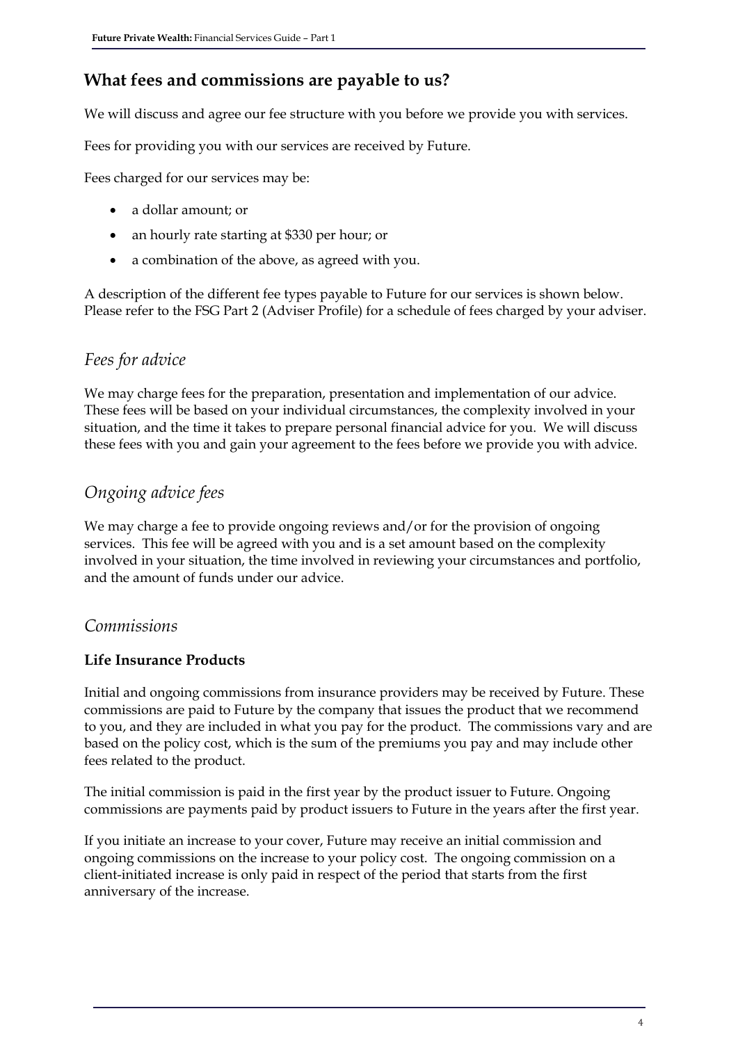## What fees and commissions are payable to us?

We will discuss and agree our fee structure with you before we provide you with services.

Fees for providing you with our services are received by Future.

Fees charged for our services may be:

- a dollar amount; or
- an hourly rate starting at $330 per hour; or
- a combination of the above, as agreed with you.

A description of the different fee types payable to Future for our services is shown below. Please refer to the FSG Part 2 (Adviser Profile) for a schedule of fees charged by your adviser.

### *Fees for advice*

We may charge fees for the preparation, presentation and implementation of our advice. These fees will be based on your individual circumstances, the complexity involved in your situation, and the time it takes to prepare personal financial advice for you. We will discuss these fees with you and gain your agreement to the fees before we provide you with advice.

### *Ongoing advice fees*

We may charge a fee to provide ongoing reviews and/or for the provision of ongoing services. This fee will be agreed with you and is a set amount based on the complexity involved in your situation, the time involved in reviewing your circumstances and portfolio, and the amount of funds under our advice.

### *Commissions*

#### Life Insurance Products

Initial and ongoing commissions from insurance providers may be received by Future. These commissions are paid to Future by the company that issues the product that we recommend to you, and they are included in what you pay for the product. The commissions vary and are based on the policy cost, which is the sum of the premiums you pay and may include other fees related to the product.

The initial commission is paid in the first year by the product issuer to Future. Ongoing commissions are payments paid by product issuers to Future in the years after the first year.

If you initiate an increase to your cover, Future may receive an initial commission and ongoing commissions on the increase to your policy cost. The ongoing commission on a client-initiated increase is only paid in respect of the period that starts from the first anniversary of the increase.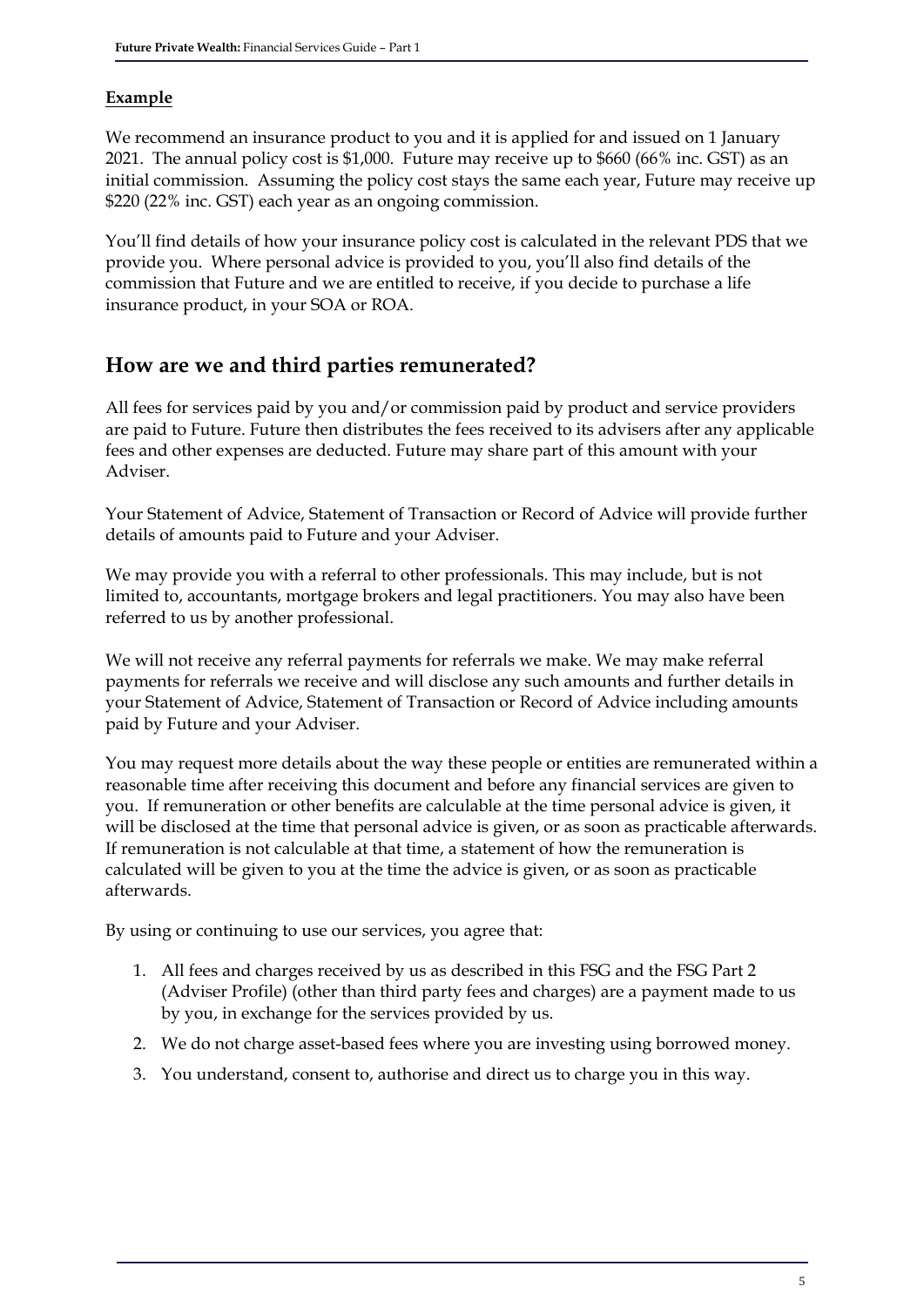**Example**

We recommend an insurance product to you and it is applied for and issued on 1 January 2021. The annual policy cost is $1,000. Future may receive up to $660 (66% inc. GST) as an initial commission. Assuming the policy cost stays the same each year, Future may receive up $220 (22% inc. GST) each year as an ongoing commission.

You'll find details of how your insurance policy cost is calculated in the relevant PDS that we provide you. Where personal advice is provided to you, you'll also find details of the commission that Future and we are entitled to receive, if you decide to purchase a life insurance product, in your SOA or ROA.

## How are we and third parties remunerated?

All fees for services paid by you and/or commission paid by product and service providers are paid to Future. Future then distributes the fees received to its advisers after any applicable fees and other expenses are deducted. Future may share part of this amount with your Adviser.

Your Statement of Advice, Statement of Transaction or Record of Advice will provide further details of amounts paid to Future and your Adviser.

We may provide you with a referral to other professionals. This may include, but is not limited to, accountants, mortgage brokers and legal practitioners. You may also have been referred to us by another professional.

We will not receive any referral payments for referrals we make. We may make referral payments for referrals we receive and will disclose any such amounts and further details in your Statement of Advice, Statement of Transaction or Record of Advice including amounts paid by Future and your Adviser.

You may request more details about the way these people or entities are remunerated within a reasonable time after receiving this document and before any financial services are given to you. If remuneration or other benefits are calculable at the time personal advice is given, it will be disclosed at the time that personal advice is given, or as soon as practicable afterwards. If remuneration is not calculable at that time, a statement of how the remuneration is calculated will be given to you at the time the advice is given, or as soon as practicable afterwards.

By using or continuing to use our services, you agree that:

1. All fees and charges received by us as described in this FSG and the FSG Part 2 (Adviser Profile) (other than third party fees and charges) are a payment made to us by you, in exchange for the services provided by us.
2. We do not charge asset-based fees where you are investing using borrowed money.
3. You understand, consent to, authorise and direct us to charge you in this way.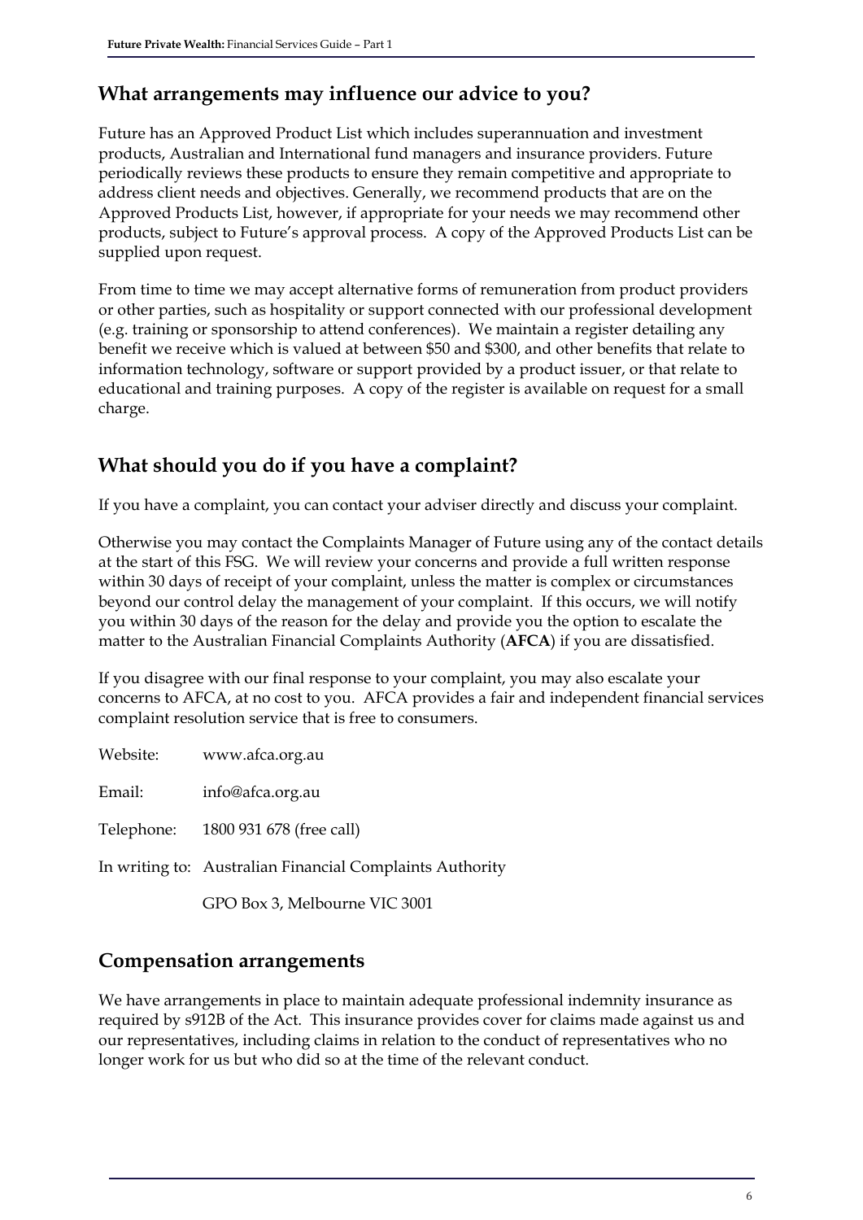## What arrangements may influence our advice to you?

Future has an Approved Product List which includes superannuation and investment products, Australian and International fund managers and insurance providers. Future periodically reviews these products to ensure they remain competitive and appropriate to address client needs and objectives. Generally, we recommend products that are on the Approved Products List, however, if appropriate for your needs we may recommend other products, subject to Future's approval process. A copy of the Approved Products List can be supplied upon request.

From time to time we may accept alternative forms of remuneration from product providers or other parties, such as hospitality or support connected with our professional development (e.g. training or sponsorship to attend conferences). We maintain a register detailing any benefit we receive which is valued at between $50 and $300, and other benefits that relate to information technology, software or support provided by a product issuer, or that relate to educational and training purposes. A copy of the register is available on request for a small charge.

## What should you do if you have a complaint?

If you have a complaint, you can contact your adviser directly and discuss your complaint.

Otherwise you may contact the Complaints Manager of Future using any of the contact details at the start of this FSG. We will review your concerns and provide a full written response within 30 days of receipt of your complaint, unless the matter is complex or circumstances beyond our control delay the management of your complaint. If this occurs, we will notify you within 30 days of the reason for the delay and provide you the option to escalate the matter to the Australian Financial Complaints Authority (**AFCA**) if you are dissatisfied.

If you disagree with our final response to your complaint, you may also escalate your concerns to AFCA, at no cost to you. AFCA provides a fair and independent financial services complaint resolution service that is free to consumers.

Website: www.afca.org.au

Email: info@afca.org.au

Telephone: 1800 931 678 (free call)

In writing to: Australian Financial Complaints Authority
GPO Box 3, Melbourne VIC 3001

## Compensation arrangements

We have arrangements in place to maintain adequate professional indemnity insurance as required by s912B of the Act. This insurance provides cover for claims made against us and our representatives, including claims in relation to the conduct of representatives who no longer work for us but who did so at the time of the relevant conduct.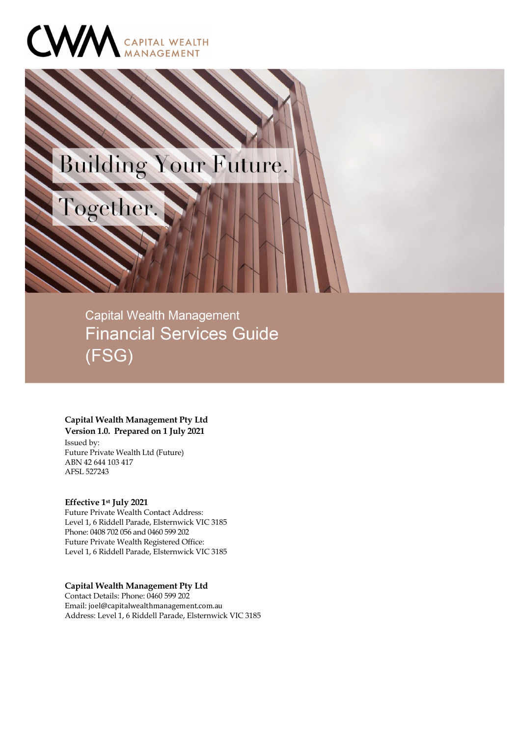CWM CAPITAL WEALTH MANAGEMENT

Building Your Future.

Together.

Capital Wealth Management
Financial Services Guide
(FSG)

**Capital Wealth Management Pty Ltd**
**Version 1.0. Prepared on 1 July 2021**
Issued by:
Future Private Wealth Ltd (Future)
ABN 42 644 103 417
AFSL 527243

**Effective 1st July 2021**
Future Private Wealth Contact Address:
Level 1, 6 Riddell Parade, Elsternwick VIC 3185
Phone: 0408 702 056 and 0460 599 202
Future Private Wealth Registered Office:
Level 1, 6 Riddell Parade, Elsternwick VIC 3185

**Capital Wealth Management Pty Ltd**
Contact Details: Phone: 0460 599 202
Email: joel@capitalwealthmanagement.com.au
Address: Level 1, 6 Riddell Parade, Elsternwick VIC 3185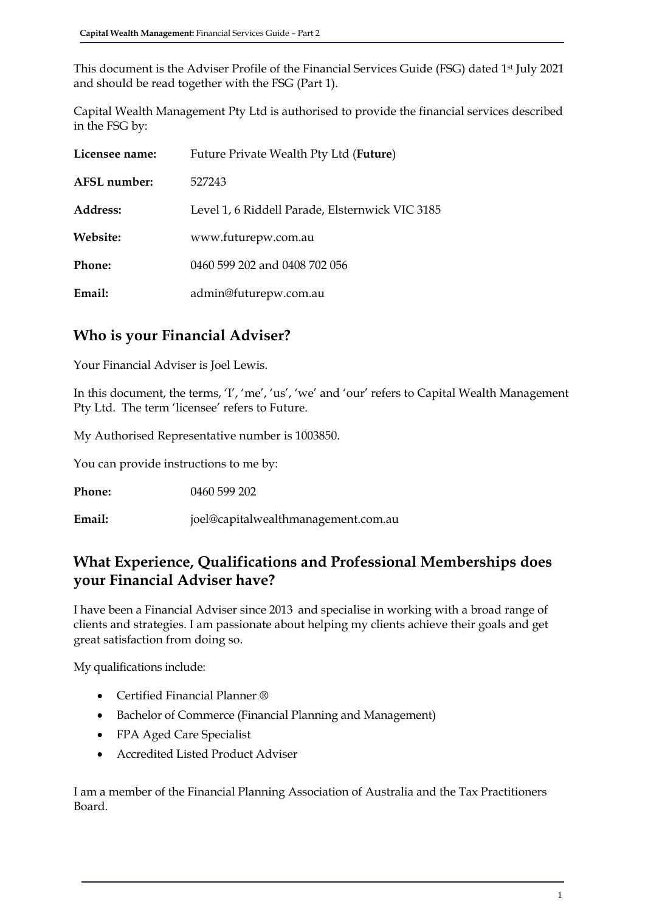This document is the Adviser Profile of the Financial Services Guide (FSG) dated 1st July 2021 and should be read together with the FSG (Part 1).

Capital Wealth Management Pty Ltd is authorised to provide the financial services described in the FSG by:

| | |
|---|---|
| **Licensee name:** | Future Private Wealth Pty Ltd (**Future**) |
| **AFSL number:** | 527243 |
| **Address:** | Level 1, 6 Riddell Parade, Elsternwick VIC 3185 |
| **Website:** | www.futurepw.com.au |
| **Phone:** | 0460 599 202 and 0408 702 056 |
| **Email:** | admin@futurepw.com.au |

## Who is your Financial Adviser?

Your Financial Adviser is Joel Lewis.

In this document, the terms, 'I', 'me', 'us', 'we' and 'our' refers to Capital Wealth Management Pty Ltd. The term 'licensee' refers to Future.

My Authorised Representative number is 1003850.

You can provide instructions to me by:

| | |
|---|---|
| **Phone:** | 0460 599 202 |
| **Email:** | joel@capitalwealthmanagement.com.au |

## What Experience, Qualifications and Professional Memberships does your Financial Adviser have?

I have been a Financial Adviser since 2013 and specialise in working with a broad range of clients and strategies. I am passionate about helping my clients achieve their goals and get great satisfaction from doing so.

My qualifications include:

- Certified Financial Planner ®
- Bachelor of Commerce (Financial Planning and Management)
- FPA Aged Care Specialist
- Accredited Listed Product Adviser

I am a member of the Financial Planning Association of Australia and the Tax Practitioners Board.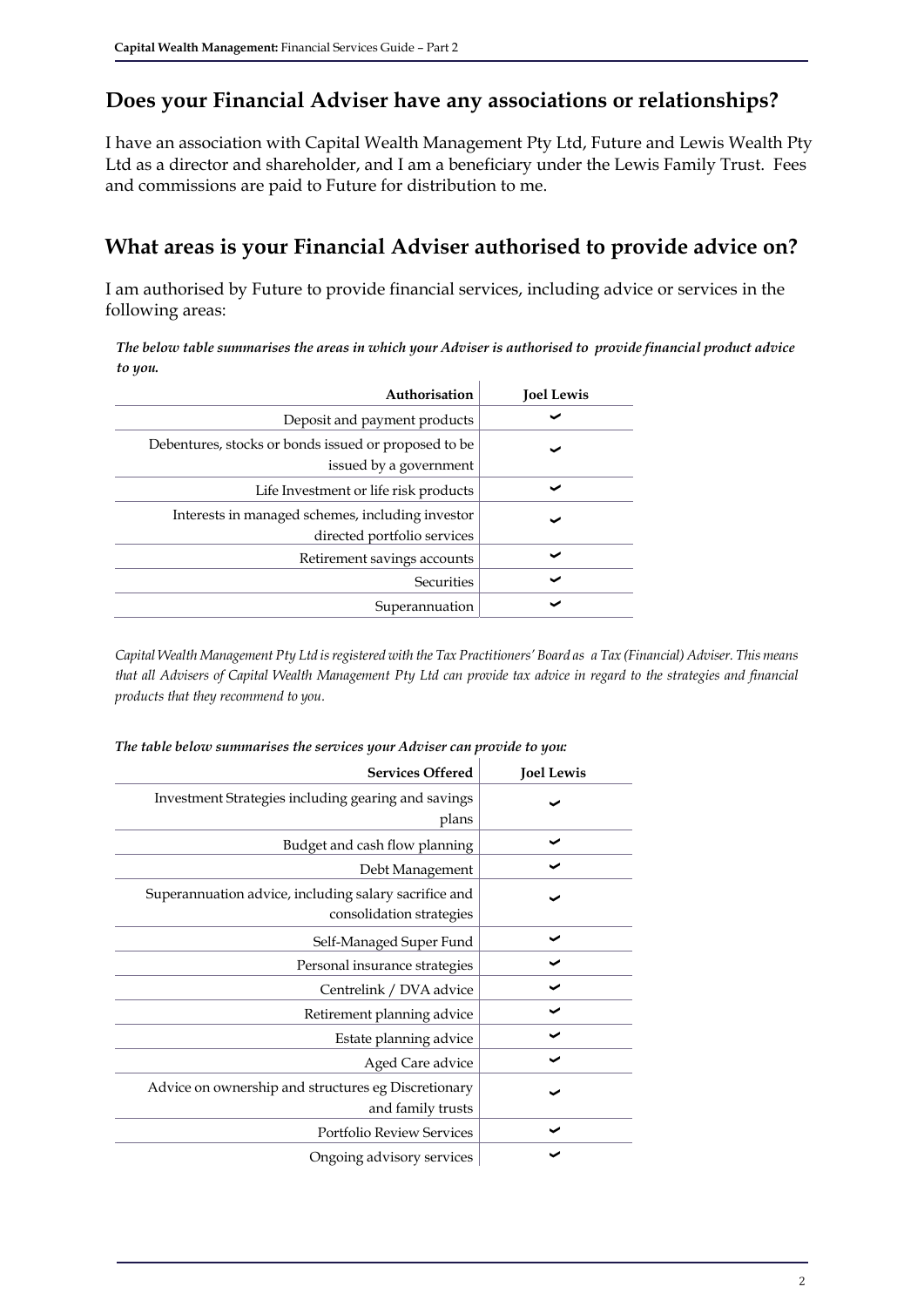## Does your Financial Adviser have any associations or relationships?

I have an association with Capital Wealth Management Pty Ltd, Future and Lewis Wealth Pty Ltd as a director and shareholder, and I am a beneficiary under the Lewis Family Trust. Fees and commissions are paid to Future for distribution to me.

## What areas is your Financial Adviser authorised to provide advice on?

I am authorised by Future to provide financial services, including advice or services in the following areas:

***The below table summarises the areas in which your Adviser is authorised to provide financial product advice to you.***

| Authorisation | Joel Lewis |
|---:|:---:|
| Deposit and payment products | ✓ |
| Debentures, stocks or bonds issued or proposed to be issued by a government | ✓ |
| Life Investment or life risk products | ✓ |
| Interests in managed schemes, including investor directed portfolio services | ✓ |
| Retirement savings accounts | ✓ |
| Securities | ✓ |
| Superannuation | ✓ |

*Capital Wealth Management Pty Ltd is registered with the Tax Practitioners' Board as a Tax (Financial) Adviser. This means that all Advisers of Capital Wealth Management Pty Ltd can provide tax advice in regard to the strategies and financial products that they recommend to you.*

***The table below summarises the services your Adviser can provide to you:***

| Services Offered | Joel Lewis |
|---:|:---:|
| Investment Strategies including gearing and savings plans | ✓ |
| Budget and cash flow planning | ✓ |
| Debt Management | ✓ |
| Superannuation advice, including salary sacrifice and consolidation strategies | ✓ |
| Self-Managed Super Fund | ✓ |
| Personal insurance strategies | ✓ |
| Centrelink / DVA advice | ✓ |
| Retirement planning advice | ✓ |
| Estate planning advice | ✓ |
| Aged Care advice | ✓ |
| Advice on ownership and structures eg Discretionary and family trusts | ✓ |
| Portfolio Review Services | ✓ |
| Ongoing advisory services | ✓ |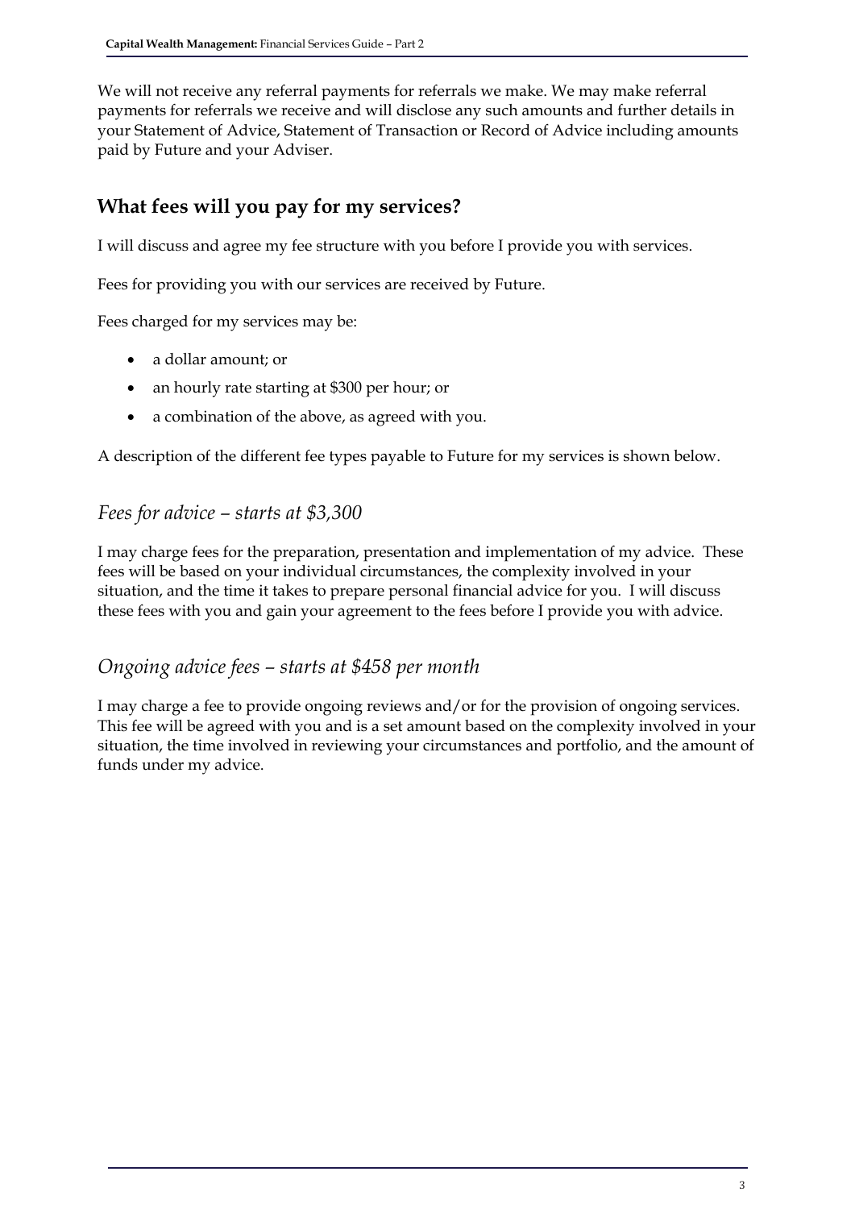We will not receive any referral payments for referrals we make. We may make referral payments for referrals we receive and will disclose any such amounts and further details in your Statement of Advice, Statement of Transaction or Record of Advice including amounts paid by Future and your Adviser.

## What fees will you pay for my services?

I will discuss and agree my fee structure with you before I provide you with services.

Fees for providing you with our services are received by Future.

Fees charged for my services may be:

- a dollar amount; or
- an hourly rate starting at $300 per hour; or
- a combination of the above, as agreed with you.

A description of the different fee types payable to Future for my services is shown below.

### *Fees for advice – starts at $3,300*

I may charge fees for the preparation, presentation and implementation of my advice. These fees will be based on your individual circumstances, the complexity involved in your situation, and the time it takes to prepare personal financial advice for you. I will discuss these fees with you and gain your agreement to the fees before I provide you with advice.

### *Ongoing advice fees – starts at $458 per month*

I may charge a fee to provide ongoing reviews and/or for the provision of ongoing services. This fee will be agreed with you and is a set amount based on the complexity involved in your situation, the time involved in reviewing your circumstances and portfolio, and the amount of funds under my advice.